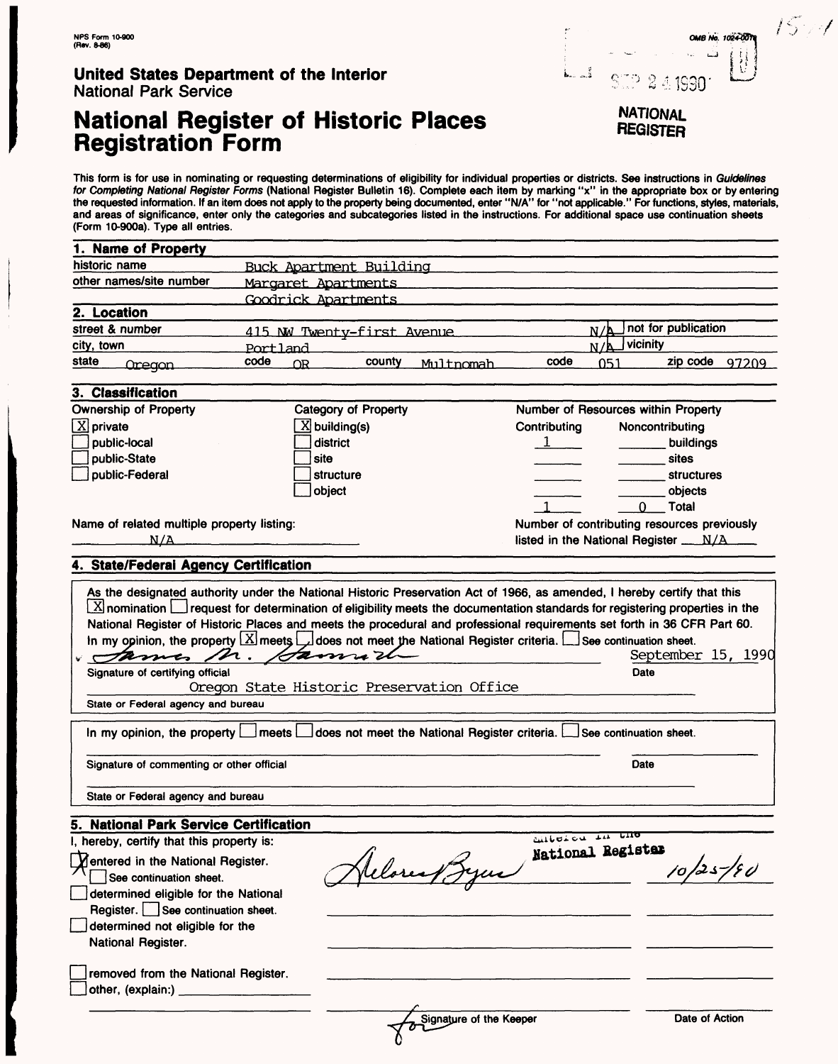NPS Form 10-900
(Rev. 8-86)

OMB No. 1024-0018

SEP 24 1990

**United States Department of the Interior**
National Park Service

# National Register of Historic Places Registration Form

NATIONAL REGISTER

This form is for use in nominating or requesting determinations of eligibility for individual properties or districts. See instructions in *Guidelines for Completing National Register Forms* (National Register Bulletin 16). Complete each item by marking "x" in the appropriate box or by entering the requested information. If an item does not apply to the property being documented, enter "N/A" for "not applicable." For functions, styles, materials, and areas of significance, enter only the categories and subcategories listed in the instructions. For additional space use continuation sheets (Form 10-900a). Type all entries.

## 1. Name of Property

historic name: Buck Apartment Building

other names/site number: Margaret Apartments; Goodrick Apartments

## 2. Location

street & number: 415 NW Twenty-first Avenue — N/A not for publication

city, town: Portland — N/A vicinity

state: Oregon — code: OR — county: Multnomah — code: 051 — zip code: 97209

## 3. Classification

**Ownership of Property**
- [X] private
- [ ] public-local
- [ ] public-State
- [ ] public-Federal

**Category of Property**
- [X] building(s)
- [ ] district
- [ ] site
- [ ] structure
- [ ] object

**Number of Resources within Property**

| Contributing | Noncontributing | |
|---|---|---|
| 1 | | buildings |
| | | sites |
| | | structures |
| | | objects |
| 1 | 0 | Total |

Name of related multiple property listing: N/A

Number of contributing resources previously listed in the National Register: N/A

## 4. State/Federal Agency Certification

As the designated authority under the National Historic Preservation Act of 1966, as amended, I hereby certify that this [X] nomination [ ] request for determination of eligibility meets the documentation standards for registering properties in the National Register of Historic Places and meets the procedural and professional requirements set forth in 36 CFR Part 60. In my opinion, the property [X] meets [ ] does not meet the National Register criteria. [ ] See continuation sheet.

James M. Hamrick — September 15, 1990

Signature of certifying official — Date

Oregon State Historic Preservation Office

State or Federal agency and bureau

In my opinion, the property [ ] meets [ ] does not meet the National Register criteria. [ ] See continuation sheet.

Signature of commenting or other official — Date

State or Federal agency and bureau

## 5. National Park Service Certification

I, hereby, certify that this property is:

- [X] entered in the National Register. [ ] See continuation sheet.
- [ ] determined eligible for the National Register. [ ] See continuation sheet.
- [ ] determined not eligible for the National Register.
- [ ] removed from the National Register.
- [ ] other, (explain:)

Entered in the National Register — Delores Byers — 10/25/90

for Signature of the Keeper — Date of Action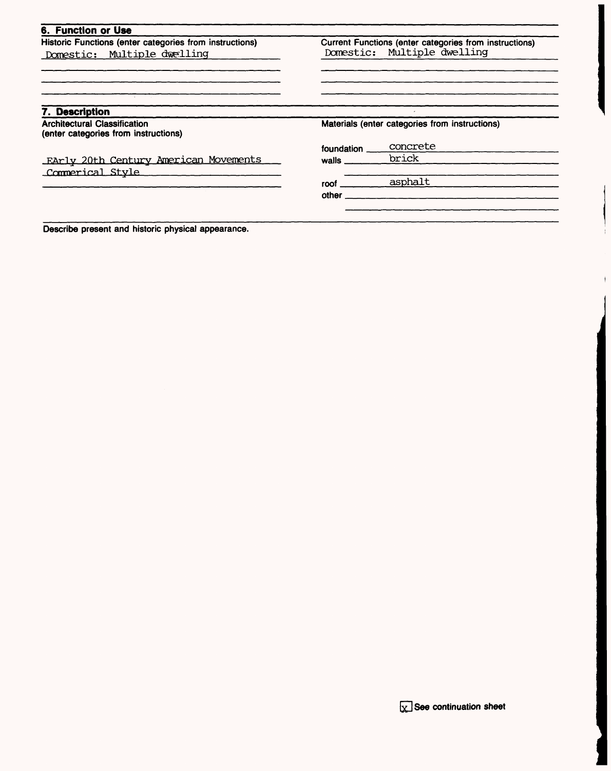## 6. Function or Use

| Historic Functions (enter categories from instructions) | Current Functions (enter categories from instructions) |
| --- | --- |
| Domestic: Multiple dwelling | Domestic: Multiple dwelling |

## 7. Description

**Architectural Classification**
(enter categories from instructions)

EArly 20th Century American Movements
Commerical Style

**Materials** (enter categories from instructions)

foundation: concrete
walls: brick
roof: asphalt
other:

**Describe present and historic physical appearance.**

[x] See continuation sheet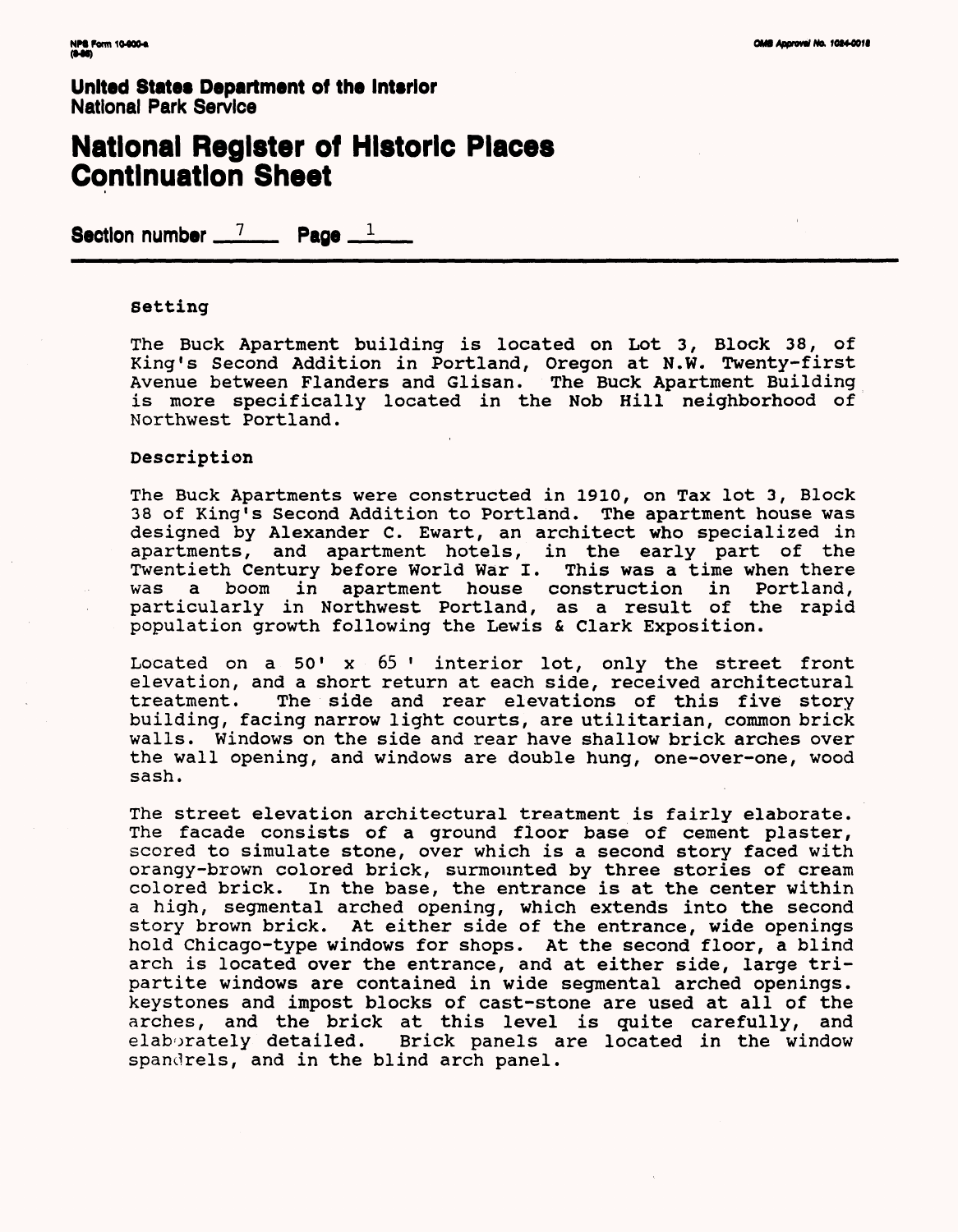**United States Department of the Interior**
**National Park Service**

# National Register of Historic Places Continuation Sheet

**Section number** 7 **Page** 1

### Setting

The Buck Apartment building is located on Lot 3, Block 38, of King's Second Addition in Portland, Oregon at N.W. Twenty-first Avenue between Flanders and Glisan. The Buck Apartment Building is more specifically located in the Nob Hill neighborhood of Northwest Portland.

### Description

The Buck Apartments were constructed in 1910, on Tax lot 3, Block 38 of King's Second Addition to Portland. The apartment house was designed by Alexander C. Ewart, an architect who specialized in apartments, and apartment hotels, in the early part of the Twentieth Century before World War I. This was a time when there was a boom in apartment house construction in Portland, particularly in Northwest Portland, as a result of the rapid population growth following the Lewis & Clark Exposition.

Located on a 50' x 65' interior lot, only the street front elevation, and a short return at each side, received architectural treatment. The side and rear elevations of this five story building, facing narrow light courts, are utilitarian, common brick walls. Windows on the side and rear have shallow brick arches over the wall opening, and windows are double hung, one-over-one, wood sash.

The street elevation architectural treatment is fairly elaborate. The facade consists of a ground floor base of cement plaster, scored to simulate stone, over which is a second story faced with orangy-brown colored brick, surmounted by three stories of cream colored brick. In the base, the entrance is at the center within a high, segmental arched opening, which extends into the second story brown brick. At either side of the entrance, wide openings hold Chicago-type windows for shops. At the second floor, a blind arch is located over the entrance, and at either side, large tri-partite windows are contained in wide segmental arched openings. keystones and impost blocks of cast-stone are used at all of the arches, and the brick at this level is quite carefully, and elaborately detailed. Brick panels are located in the window spandrels, and in the blind arch panel.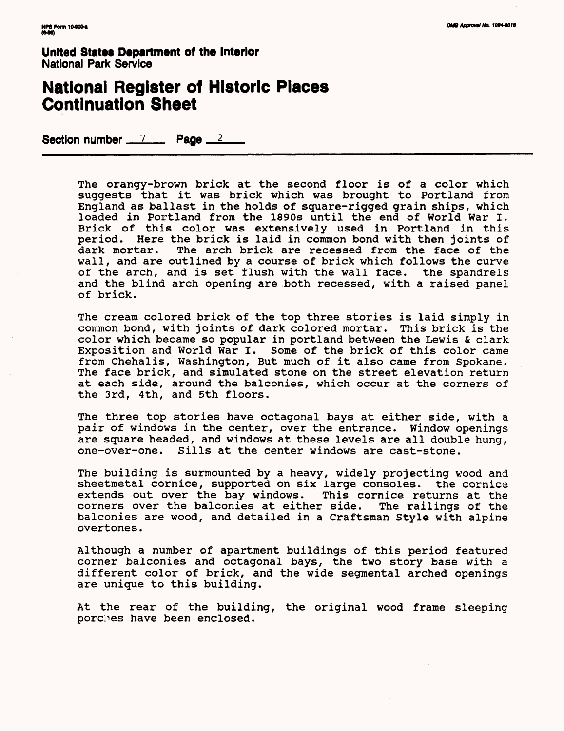# United States Department of the Interior
National Park Service

# National Register of Historic Places Continuation Sheet

Section number 7 Page 2

The orangy-brown brick at the second floor is of a color which suggests that it was brick which was brought to Portland from England as ballast in the holds of square-rigged grain ships, which loaded in Portland from the 1890s until the end of World War I. Brick of this color was extensively used in Portland in this period. Here the brick is laid in common bond with then joints of dark mortar. The arch brick are recessed from the face of the wall, and are outlined by a course of brick which follows the curve of the arch, and is set flush with the wall face. the spandrels and the blind arch opening are both recessed, with a raised panel of brick.

The cream colored brick of the top three stories is laid simply in common bond, with joints of dark colored mortar. This brick is the color which became so popular in portland between the Lewis & clark Exposition and World War I. Some of the brick of this color came from Chehalis, Washington, But much of it also came from Spokane. The face brick, and simulated stone on the street elevation return at each side, around the balconies, which occur at the corners of the 3rd, 4th, and 5th floors.

The three top stories have octagonal bays at either side, with a pair of windows in the center, over the entrance. Window openings are square headed, and windows at these levels are all double hung, one-over-one. Sills at the center windows are cast-stone.

The building is surmounted by a heavy, widely projecting wood and sheetmetal cornice, supported on six large consoles. the cornice extends out over the bay windows. This cornice returns at the corners over the balconies at either side. The railings of the balconies are wood, and detailed in a Craftsman Style with alpine overtones.

Although a number of apartment buildings of this period featured corner balconies and octagonal bays, the two story base with a different color of brick, and the wide segmental arched openings are unique to this building.

At the rear of the building, the original wood frame sleeping porches have been enclosed.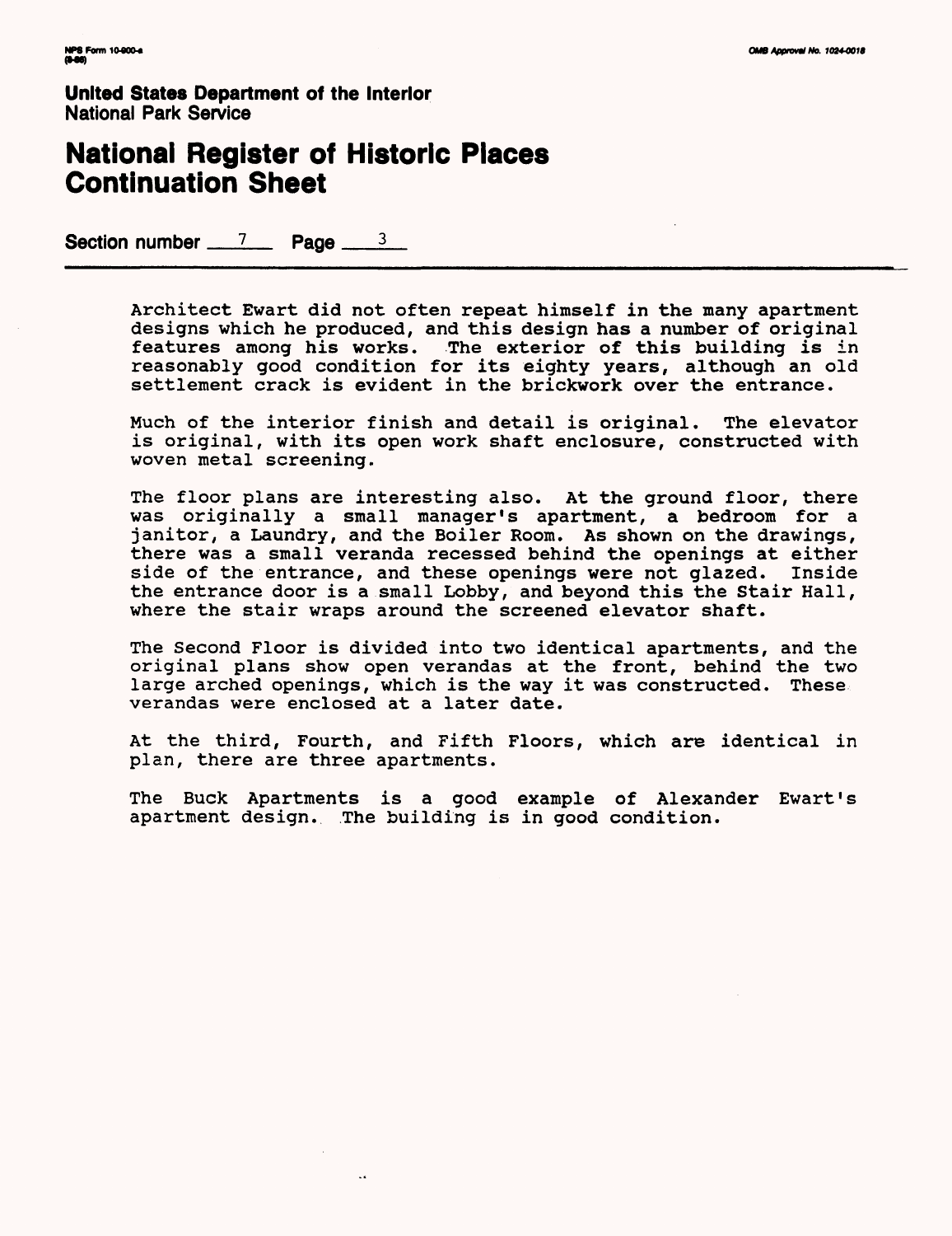**United States Department of the Interior**
National Park Service

# National Register of Historic Places Continuation Sheet

**Section number** 7 **Page** 3

Architect Ewart did not often repeat himself in the many apartment designs which he produced, and this design has a number of original features among his works. The exterior of this building is in reasonably good condition for its eighty years, although an old settlement crack is evident in the brickwork over the entrance.

Much of the interior finish and detail is original. The elevator is original, with its open work shaft enclosure, constructed with woven metal screening.

The floor plans are interesting also. At the ground floor, there was originally a small manager's apartment, a bedroom for a janitor, a Laundry, and the Boiler Room. As shown on the drawings, there was a small veranda recessed behind the openings at either side of the entrance, and these openings were not glazed. Inside the entrance door is a small Lobby, and beyond this the Stair Hall, where the stair wraps around the screened elevator shaft.

The Second Floor is divided into two identical apartments, and the original plans show open verandas at the front, behind the two large arched openings, which is the way it was constructed. These verandas were enclosed at a later date.

At the third, Fourth, and Fifth Floors, which are identical in plan, there are three apartments.

The Buck Apartments is a good example of Alexander Ewart's apartment design. The building is in good condition.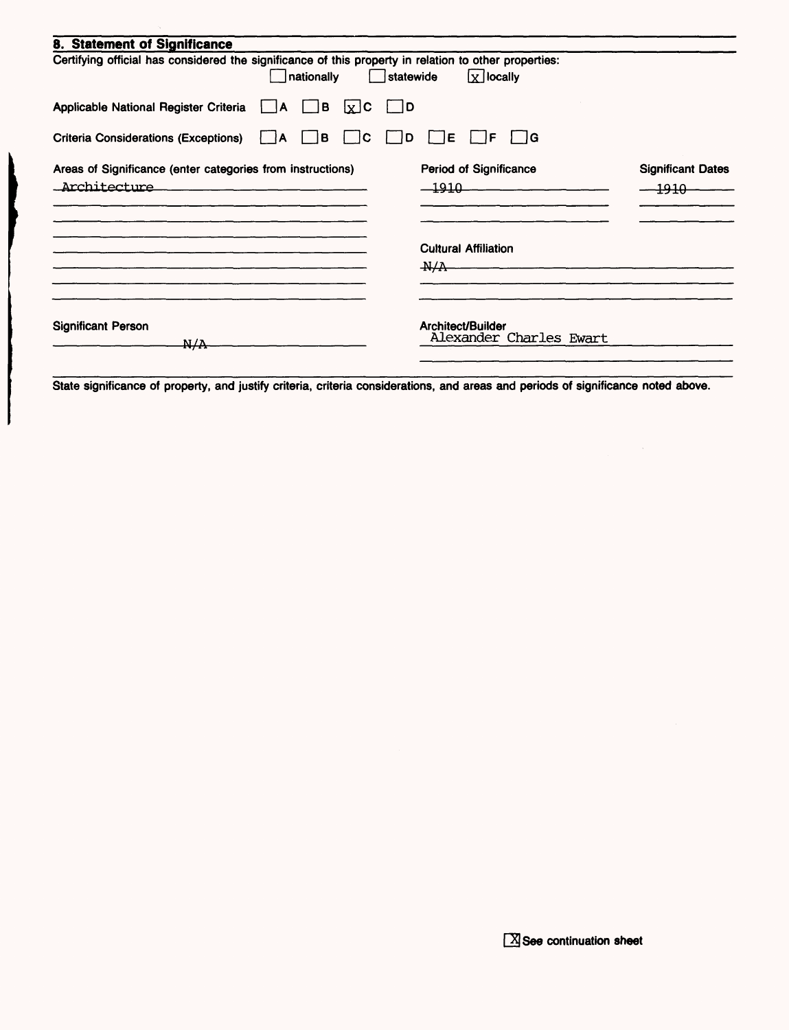## 8. Statement of Significance

Certifying official has considered the significance of this property in relation to other properties:

☐ nationally ☐ statewide ☒ locally

Applicable National Register Criteria ☐ A ☐ B ☒ C ☐ D

Criteria Considerations (Exceptions) ☐ A ☐ B ☐ C ☐ D ☐ E ☐ F ☐ G

| Areas of Significance (enter categories from instructions) | Period of Significance | Significant Dates |
| --- | --- | --- |
| Architecture | 1910 | 1910 |

**Cultural Affiliation**

N/A

**Significant Person**

N/A

**Architect/Builder**

Alexander Charles Ewart

State significance of property, and justify criteria, criteria considerations, and areas and periods of significance noted above.

☒ See continuation sheet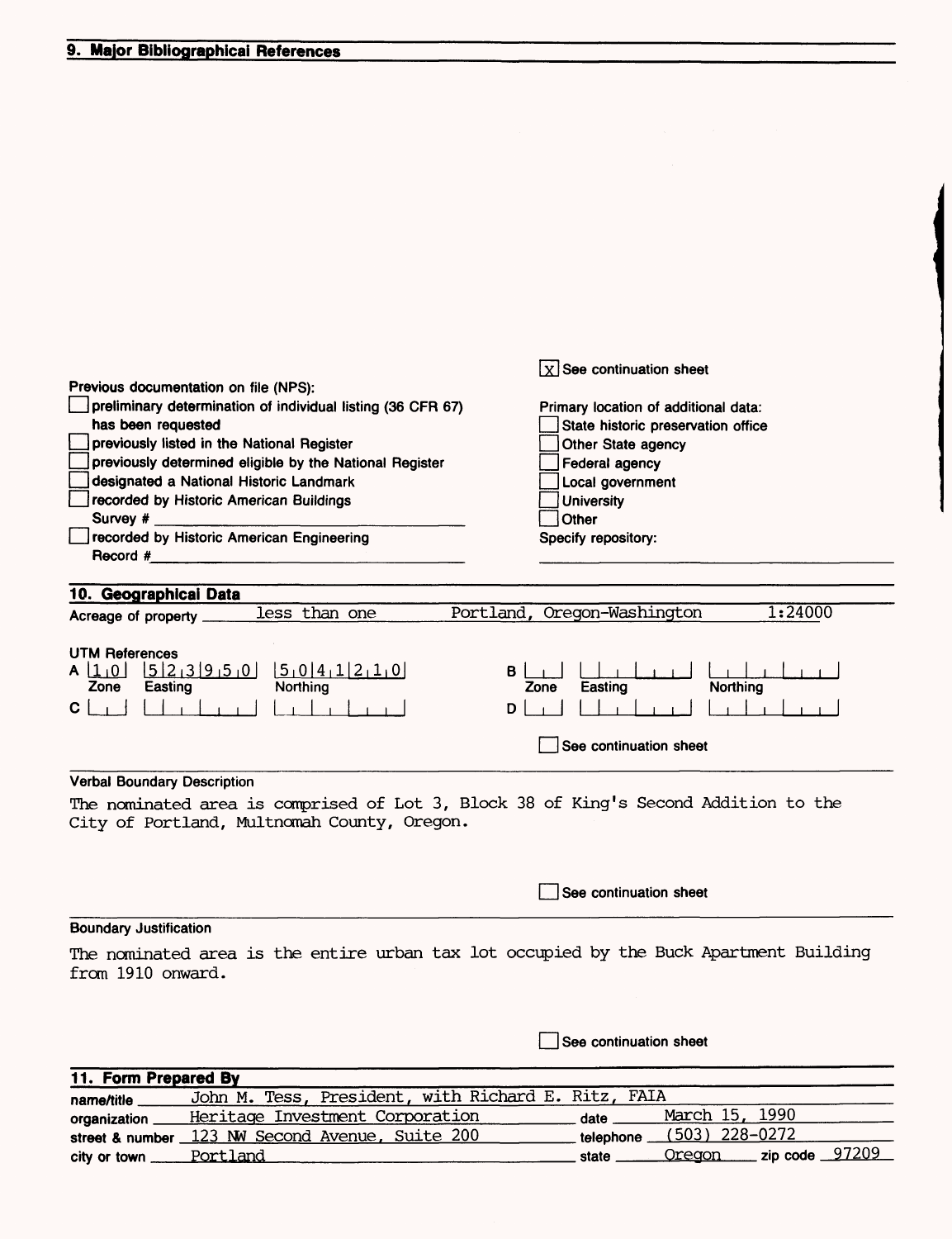## 9. Major Bibliographical References

[X] See continuation sheet

Previous documentation on file (NPS):

- [ ] preliminary determination of individual listing (36 CFR 67) has been requested
- [ ] previously listed in the National Register
- [ ] previously determined eligible by the National Register
- [ ] designated a National Historic Landmark
- [ ] recorded by Historic American Buildings Survey # ____________
- [ ] recorded by Historic American Engineering Record # ____________

Primary location of additional data:

- [ ] State historic preservation office
- [ ] Other State agency
- [ ] Federal agency
- [ ] Local government
- [ ] University
- [ ] Other

Specify repository: ____________

## 10. Geographical Data

Acreage of property: less than one — Portland, Oregon-Washington 1:24000

UTM References

| | Zone | Easting | Northing |
|---|---|---|---|
| A | 10 | 523950 | 5041210 |
| B | | | |
| C | | | |
| D | | | |

[ ] See continuation sheet

### Verbal Boundary Description

The nominated area is comprised of Lot 3, Block 38 of King's Second Addition to the City of Portland, Multnomah County, Oregon.

[ ] See continuation sheet

### Boundary Justification

The nominated area is the entire urban tax lot occupied by the Buck Apartment Building from 1910 onward.

[ ] See continuation sheet

## 11. Form Prepared By

name/title: John M. Tess, President, with Richard E. Ritz, FAIA
organization: Heritage Investment Corporation — date: March 15, 1990
street & number: 123 NW Second Avenue, Suite 200 — telephone: (503) 228-0272
city or town: Portland — state: Oregon — zip code: 97209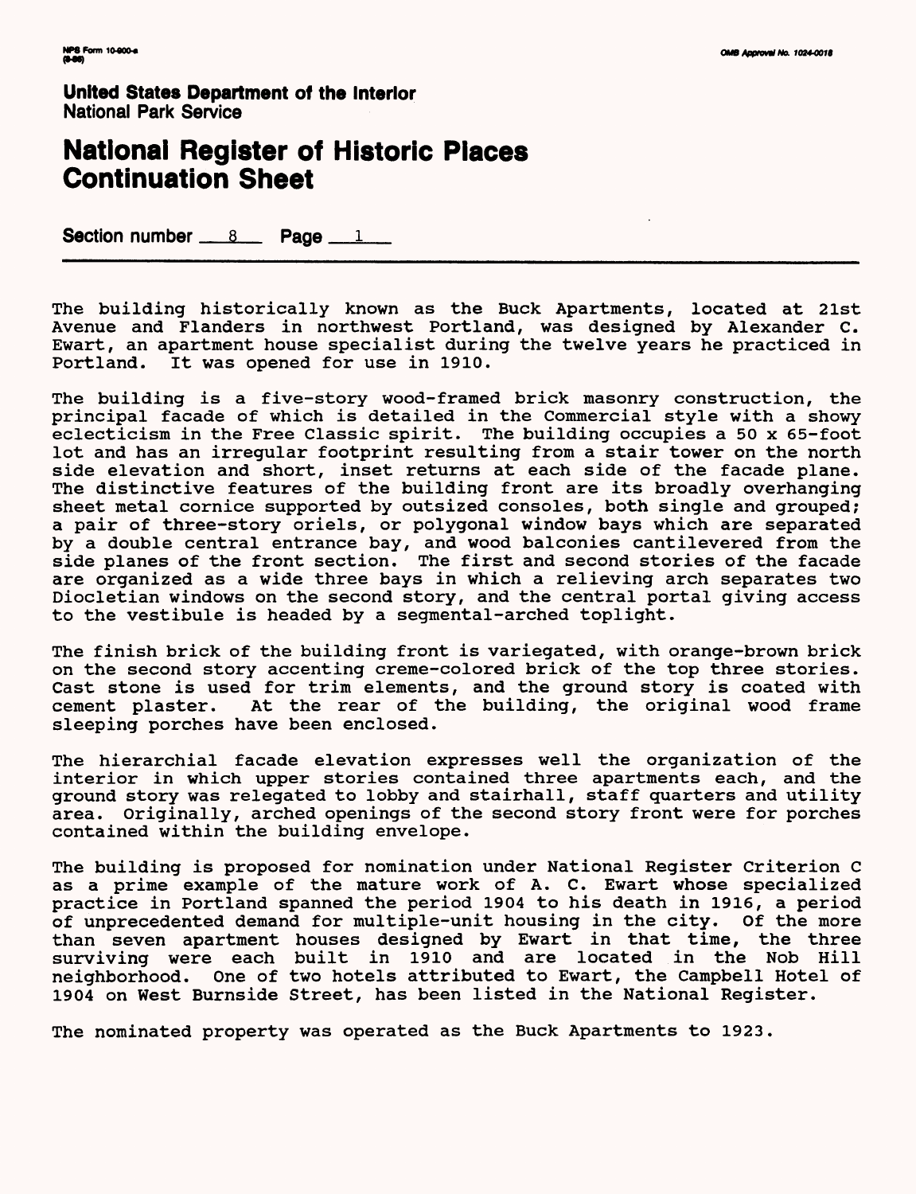**United States Department of the Interior**
National Park Service

# National Register of Historic Places Continuation Sheet

Section number 8 Page 1

The building historically known as the Buck Apartments, located at 21st Avenue and Flanders in northwest Portland, was designed by Alexander C. Ewart, an apartment house specialist during the twelve years he practiced in Portland. It was opened for use in 1910.

The building is a five-story wood-framed brick masonry construction, the principal facade of which is detailed in the Commercial style with a showy eclecticism in the Free Classic spirit. The building occupies a 50 x 65-foot lot and has an irregular footprint resulting from a stair tower on the north side elevation and short, inset returns at each side of the facade plane. The distinctive features of the building front are its broadly overhanging sheet metal cornice supported by outsized consoles, both single and grouped; a pair of three-story oriels, or polygonal window bays which are separated by a double central entrance bay, and wood balconies cantilevered from the side planes of the front section. The first and second stories of the facade are organized as a wide three bays in which a relieving arch separates two Diocletian windows on the second story, and the central portal giving access to the vestibule is headed by a segmental-arched toplight.

The finish brick of the building front is variegated, with orange-brown brick on the second story accenting creme-colored brick of the top three stories. Cast stone is used for trim elements, and the ground story is coated with cement plaster. At the rear of the building, the original wood frame sleeping porches have been enclosed.

The hierarchial facade elevation expresses well the organization of the interior in which upper stories contained three apartments each, and the ground story was relegated to lobby and stairhall, staff quarters and utility area. Originally, arched openings of the second story front were for porches contained within the building envelope.

The building is proposed for nomination under National Register Criterion C as a prime example of the mature work of A. C. Ewart whose specialized practice in Portland spanned the period 1904 to his death in 1916, a period of unprecedented demand for multiple-unit housing in the city. Of the more than seven apartment houses designed by Ewart in that time, the three surviving were each built in 1910 and are located in the Nob Hill neighborhood. One of two hotels attributed to Ewart, the Campbell Hotel of 1904 on West Burnside Street, has been listed in the National Register.

The nominated property was operated as the Buck Apartments to 1923.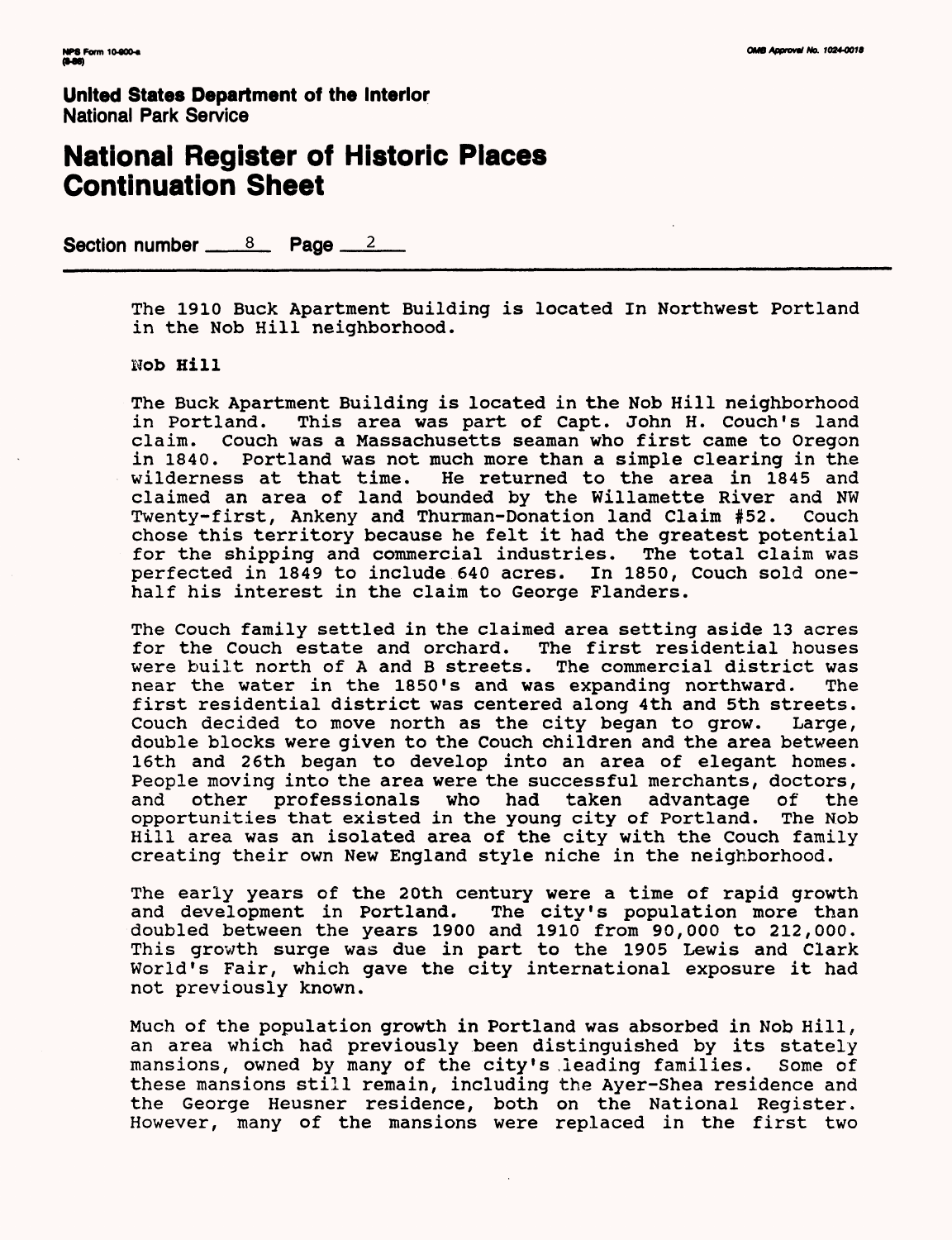**United States Department of the Interior**
National Park Service

# National Register of Historic Places Continuation Sheet

Section number 8 Page 2

The 1910 Buck Apartment Building is located In Northwest Portland in the Nob Hill neighborhood.

**Nob Hill**

The Buck Apartment Building is located in the Nob Hill neighborhood in Portland. This area was part of Capt. John H. Couch's land claim. Couch was a Massachusetts seaman who first came to Oregon in 1840. Portland was not much more than a simple clearing in the wilderness at that time. He returned to the area in 1845 and claimed an area of land bounded by the Willamette River and NW Twenty-first, Ankeny and Thurman-Donation land Claim #52. Couch chose this territory because he felt it had the greatest potential for the shipping and commercial industries. The total claim was perfected in 1849 to include 640 acres. In 1850, Couch sold one-half his interest in the claim to George Flanders.

The Couch family settled in the claimed area setting aside 13 acres for the Couch estate and orchard. The first residential houses were built north of A and B streets. The commercial district was near the water in the 1850's and was expanding northward. The first residential district was centered along 4th and 5th streets. Couch decided to move north as the city began to grow. Large, double blocks were given to the Couch children and the area between 16th and 26th began to develop into an area of elegant homes. People moving into the area were the successful merchants, doctors, and other professionals who had taken advantage of the opportunities that existed in the young city of Portland. The Nob Hill area was an isolated area of the city with the Couch family creating their own New England style niche in the neighborhood.

The early years of the 20th century were a time of rapid growth and development in Portland. The city's population more than doubled between the years 1900 and 1910 from 90,000 to 212,000. This growth surge was due in part to the 1905 Lewis and Clark World's Fair, which gave the city international exposure it had not previously known.

Much of the population growth in Portland was absorbed in Nob Hill, an area which had previously been distinguished by its stately mansions, owned by many of the city's leading families. Some of these mansions still remain, including the Ayer-Shea residence and the George Heusner residence, both on the National Register. However, many of the mansions were replaced in the first two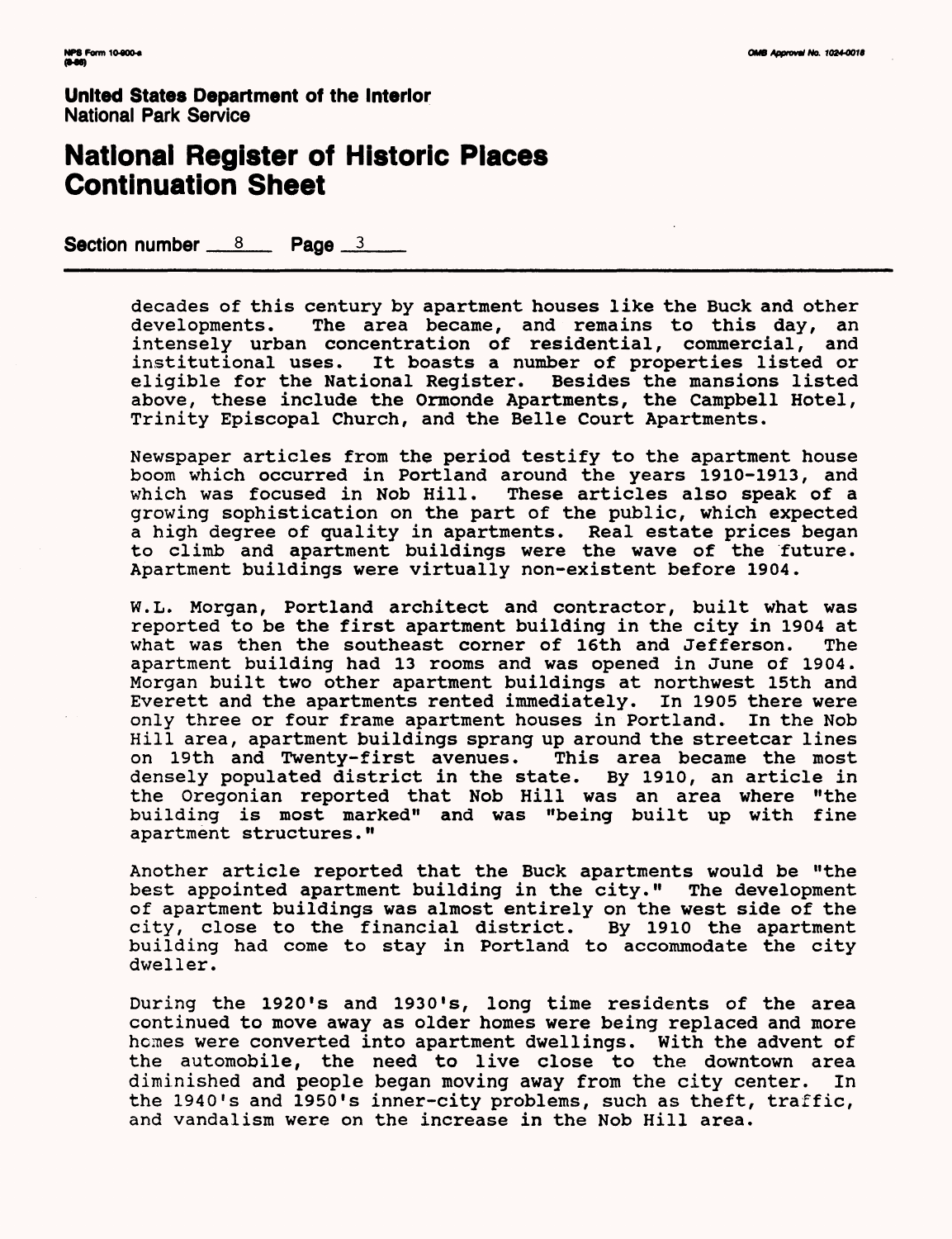decades of this century by apartment houses like the Buck and other developments. The area became, and remains to this day, an intensely urban concentration of residential, commercial, and institutional uses. It boasts a number of properties listed or eligible for the National Register. Besides the mansions listed above, these include the Ormonde Apartments, the Campbell Hotel, Trinity Episcopal Church, and the Belle Court Apartments.

Newspaper articles from the period testify to the apartment house boom which occurred in Portland around the years 1910-1913, and which was focused in Nob Hill. These articles also speak of a growing sophistication on the part of the public, which expected a high degree of quality in apartments. Real estate prices began to climb and apartment buildings were the wave of the future. Apartment buildings were virtually non-existent before 1904.

W.L. Morgan, Portland architect and contractor, built what was reported to be the first apartment building in the city in 1904 at what was then the southeast corner of 16th and Jefferson. The apartment building had 13 rooms and was opened in June of 1904. Morgan built two other apartment buildings at northwest 15th and Everett and the apartments rented immediately. In 1905 there were only three or four frame apartment houses in Portland. In the Nob Hill area, apartment buildings sprang up around the streetcar lines on 19th and Twenty-first avenues. This area became the most densely populated district in the state. By 1910, an article in the Oregonian reported that Nob Hill was an area where "the building is most marked" and was "being built up with fine apartment structures."

Another article reported that the Buck apartments would be "the best appointed apartment building in the city." The development of apartment buildings was almost entirely on the west side of the city, close to the financial district. By 1910 the apartment building had come to stay in Portland to accommodate the city dweller.

During the 1920's and 1930's, long time residents of the area continued to move away as older homes were being replaced and more homes were converted into apartment dwellings. With the advent of the automobile, the need to live close to the downtown area diminished and people began moving away from the city center. In the 1940's and 1950's inner-city problems, such as theft, traffic, and vandalism were on the increase in the Nob Hill area.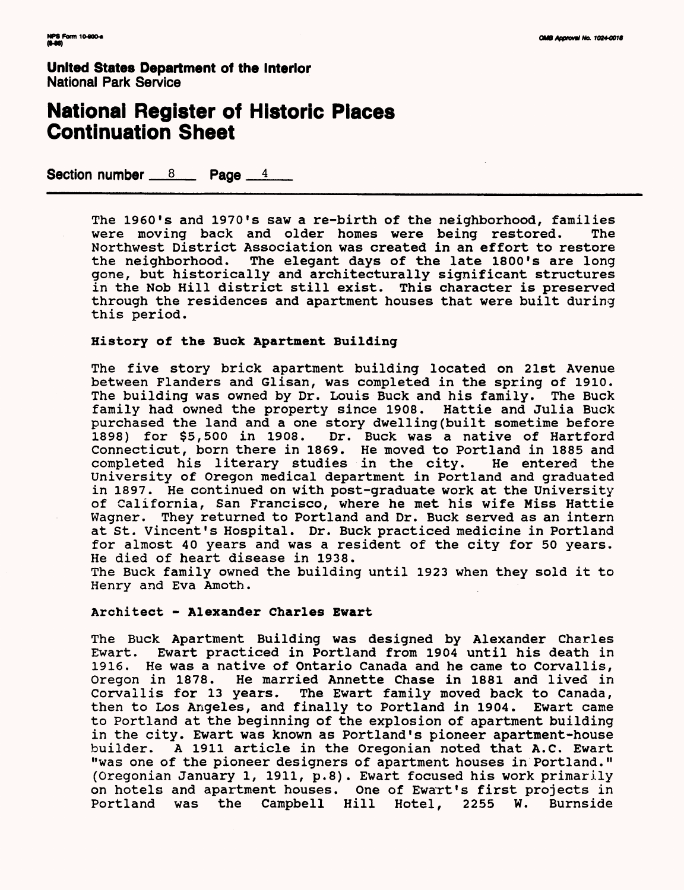The 1960's and 1970's saw a re-birth of the neighborhood, families were moving back and older homes were being restored. The Northwest District Association was created in an effort to restore the neighborhood. The elegant days of the late 1800's are long gone, but historically and architecturally significant structures in the Nob Hill district still exist. This character is preserved through the residences and apartment houses that were built during this period.

### History of the Buck Apartment Building

The five story brick apartment building located on 21st Avenue between Flanders and Glisan, was completed in the spring of 1910. The building was owned by Dr. Louis Buck and his family. The Buck family had owned the property since 1908. Hattie and Julia Buck purchased the land and a one story dwelling(built sometime before 1898) for $5,500 in 1908. Dr. Buck was a native of Hartford Connecticut, born there in 1869. He moved to Portland in 1885 and completed his literary studies in the city. He entered the University of Oregon medical department in Portland and graduated in 1897. He continued on with post-graduate work at the University of California, San Francisco, where he met his wife Miss Hattie Wagner. They returned to Portland and Dr. Buck served as an intern at St. Vincent's Hospital. Dr. Buck practiced medicine in Portland for almost 40 years and was a resident of the city for 50 years. He died of heart disease in 1938.
The Buck family owned the building until 1923 when they sold it to Henry and Eva Amoth.

### Architect - Alexander Charles Ewart

The Buck Apartment Building was designed by Alexander Charles Ewart. Ewart practiced in Portland from 1904 until his death in 1916. He was a native of Ontario Canada and he came to Corvallis, Oregon in 1878. He married Annette Chase in 1881 and lived in Corvallis for 13 years. The Ewart family moved back to Canada, then to Los Angeles, and finally to Portland in 1904. Ewart came to Portland at the beginning of the explosion of apartment building in the city. Ewart was known as Portland's pioneer apartment-house builder. A 1911 article in the Oregonian noted that A.C. Ewart "was one of the pioneer designers of apartment houses in Portland." (Oregonian January 1, 1911, p.8). Ewart focused his work primarily on hotels and apartment houses. One of Ewart's first projects in Portland was the Campbell Hill Hotel, 2255 W. Burnside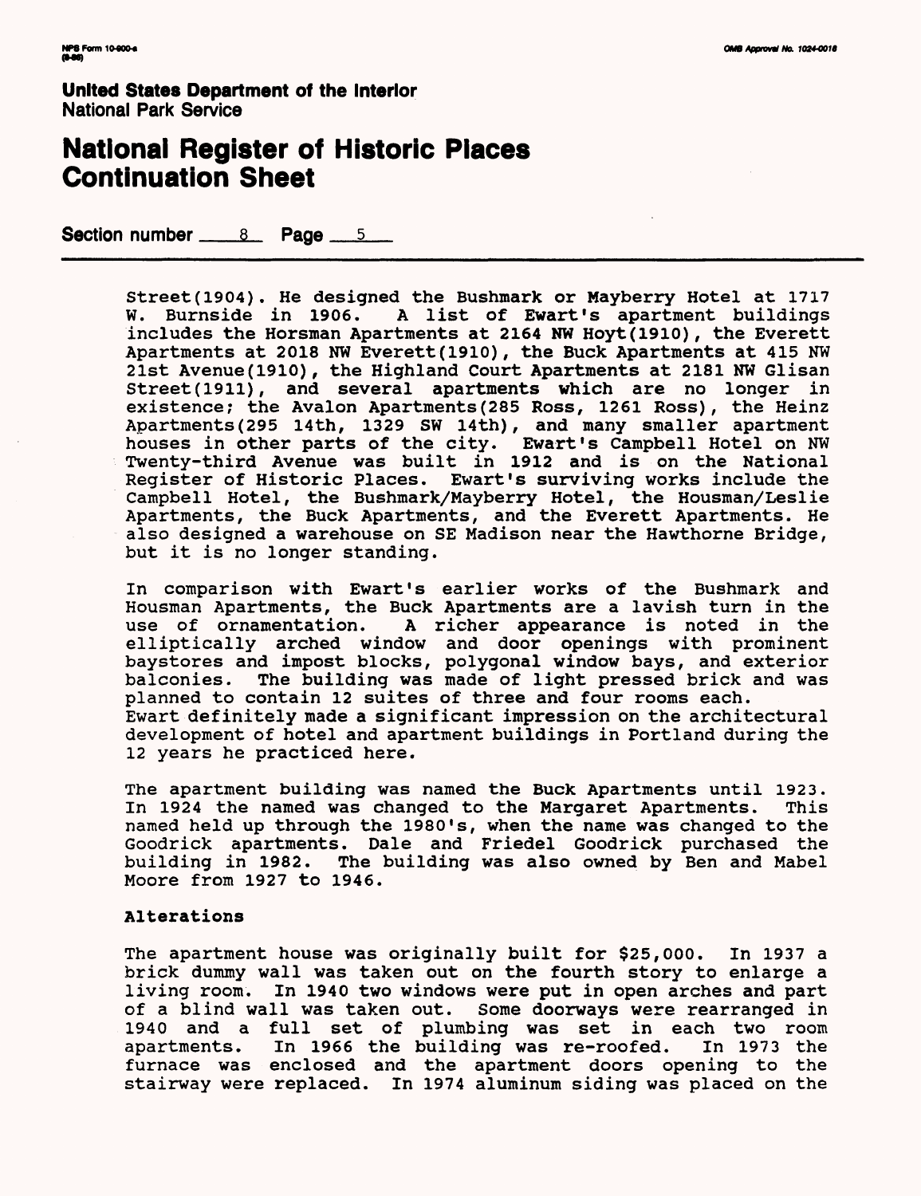**United States Department of the Interior**
National Park Service

# National Register of Historic Places Continuation Sheet

Section number 8 Page 5

Street(1904). He designed the Bushmark or Mayberry Hotel at 1717 W. Burnside in 1906. A list of Ewart's apartment buildings includes the Horsman Apartments at 2164 NW Hoyt(1910), the Everett Apartments at 2018 NW Everett(1910), the Buck Apartments at 415 NW 21st Avenue(1910), the Highland Court Apartments at 2181 NW Glisan Street(1911), and several apartments which are no longer in existence; the Avalon Apartments(285 Ross, 1261 Ross), the Heinz Apartments(295 14th, 1329 SW 14th), and many smaller apartment houses in other parts of the city. Ewart's Campbell Hotel on NW Twenty-third Avenue was built in 1912 and is on the National Register of Historic Places. Ewart's surviving works include the Campbell Hotel, the Bushmark/Mayberry Hotel, the Housman/Leslie Apartments, the Buck Apartments, and the Everett Apartments. He also designed a warehouse on SE Madison near the Hawthorne Bridge, but it is no longer standing.

In comparison with Ewart's earlier works of the Bushmark and Housman Apartments, the Buck Apartments are a lavish turn in the use of ornamentation. A richer appearance is noted in the elliptically arched window and door openings with prominent baystores and impost blocks, polygonal window bays, and exterior balconies. The building was made of light pressed brick and was planned to contain 12 suites of three and four rooms each. Ewart definitely made a significant impression on the architectural development of hotel and apartment buildings in Portland during the 12 years he practiced here.

The apartment building was named the Buck Apartments until 1923. In 1924 the named was changed to the Margaret Apartments. This named held up through the 1980's, when the name was changed to the Goodrick apartments. Dale and Friedel Goodrick purchased the building in 1982. The building was also owned by Ben and Mabel Moore from 1927 to 1946.

**Alterations**

The apartment house was originally built for $25,000. In 1937 a brick dummy wall was taken out on the fourth story to enlarge a living room. In 1940 two windows were put in open arches and part of a blind wall was taken out. Some doorways were rearranged in 1940 and a full set of plumbing was set in each two room apartments. In 1966 the building was re-roofed. In 1973 the furnace was enclosed and the apartment doors opening to the stairway were replaced. In 1974 aluminum siding was placed on the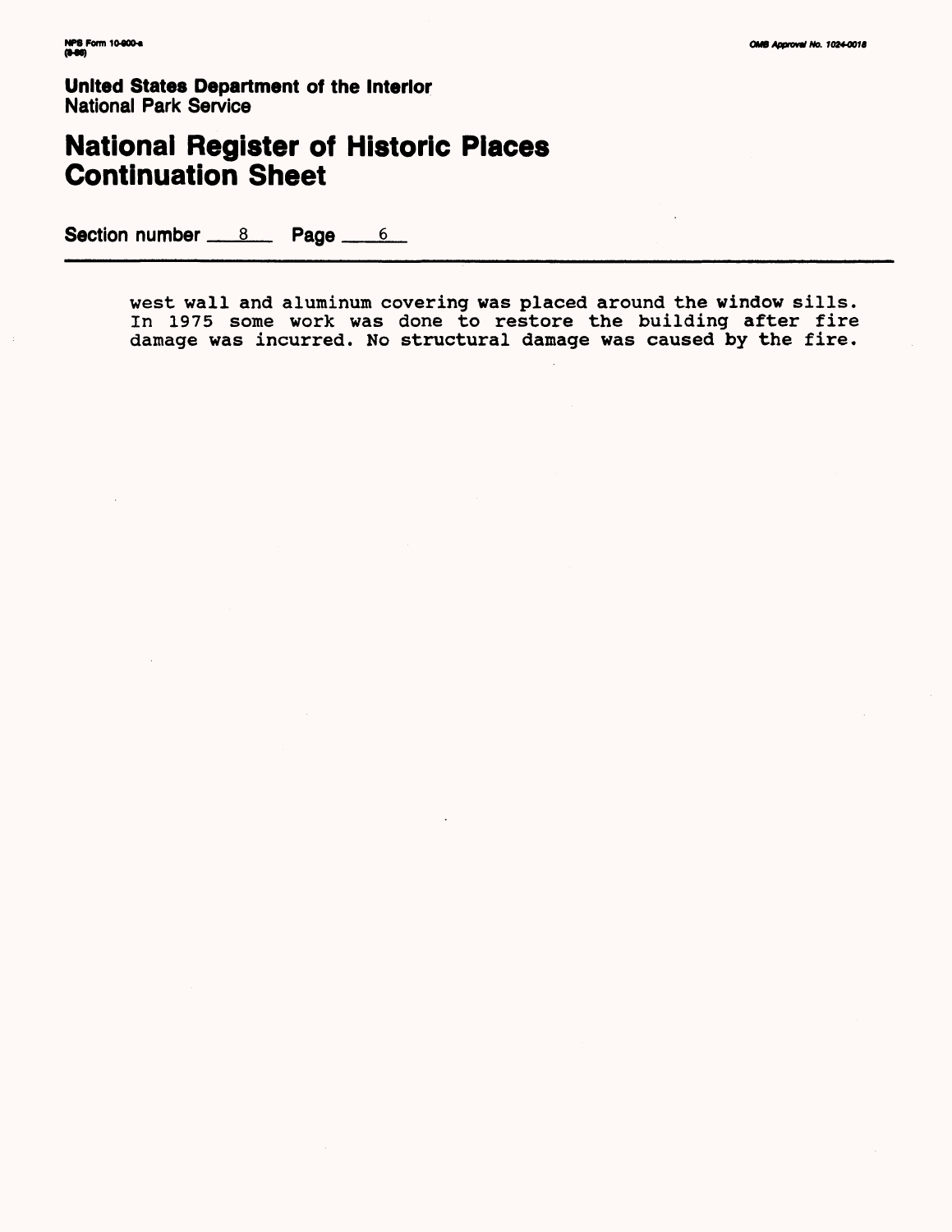United States Department of the Interior
National Park Service

# National Register of Historic Places Continuation Sheet

Section number 8 Page 6

west wall and aluminum covering was placed around the window sills. In 1975 some work was done to restore the building after fire damage was incurred. No structural damage was caused by the fire.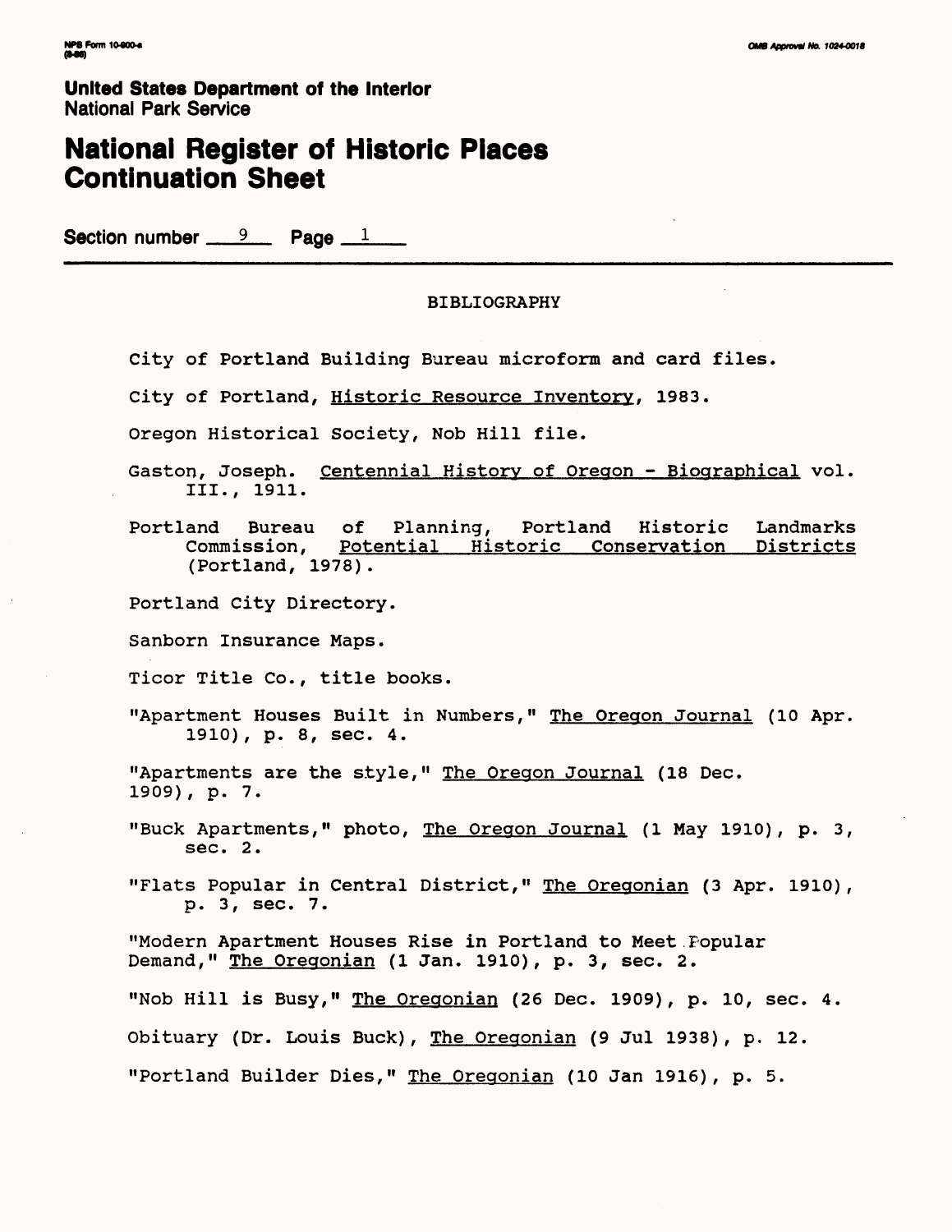United States Department of the Interior
National Park Service

# National Register of Historic Places Continuation Sheet

Section number 9 Page 1

## BIBLIOGRAPHY

City of Portland Building Bureau microform and card files.

City of Portland, Historic Resource Inventory, 1983.

Oregon Historical Society, Nob Hill file.

Gaston, Joseph. Centennial History of Oregon - Biographical vol. III., 1911.

Portland Bureau of Planning, Portland Historic Landmarks Commission, Potential Historic Conservation Districts (Portland, 1978).

Portland City Directory.

Sanborn Insurance Maps.

Ticor Title Co., title books.

"Apartment Houses Built in Numbers," The Oregon Journal (10 Apr. 1910), p. 8, sec. 4.

"Apartments are the style," The Oregon Journal (18 Dec. 1909), p. 7.

"Buck Apartments," photo, The Oregon Journal (1 May 1910), p. 3, sec. 2.

"Flats Popular in Central District," The Oregonian (3 Apr. 1910), p. 3, sec. 7.

"Modern Apartment Houses Rise in Portland to Meet Popular Demand," The Oregonian (1 Jan. 1910), p. 3, sec. 2.

"Nob Hill is Busy," The Oregonian (26 Dec. 1909), p. 10, sec. 4.

Obituary (Dr. Louis Buck), The Oregonian (9 Jul 1938), p. 12.

"Portland Builder Dies," The Oregonian (10 Jan 1916), p. 5.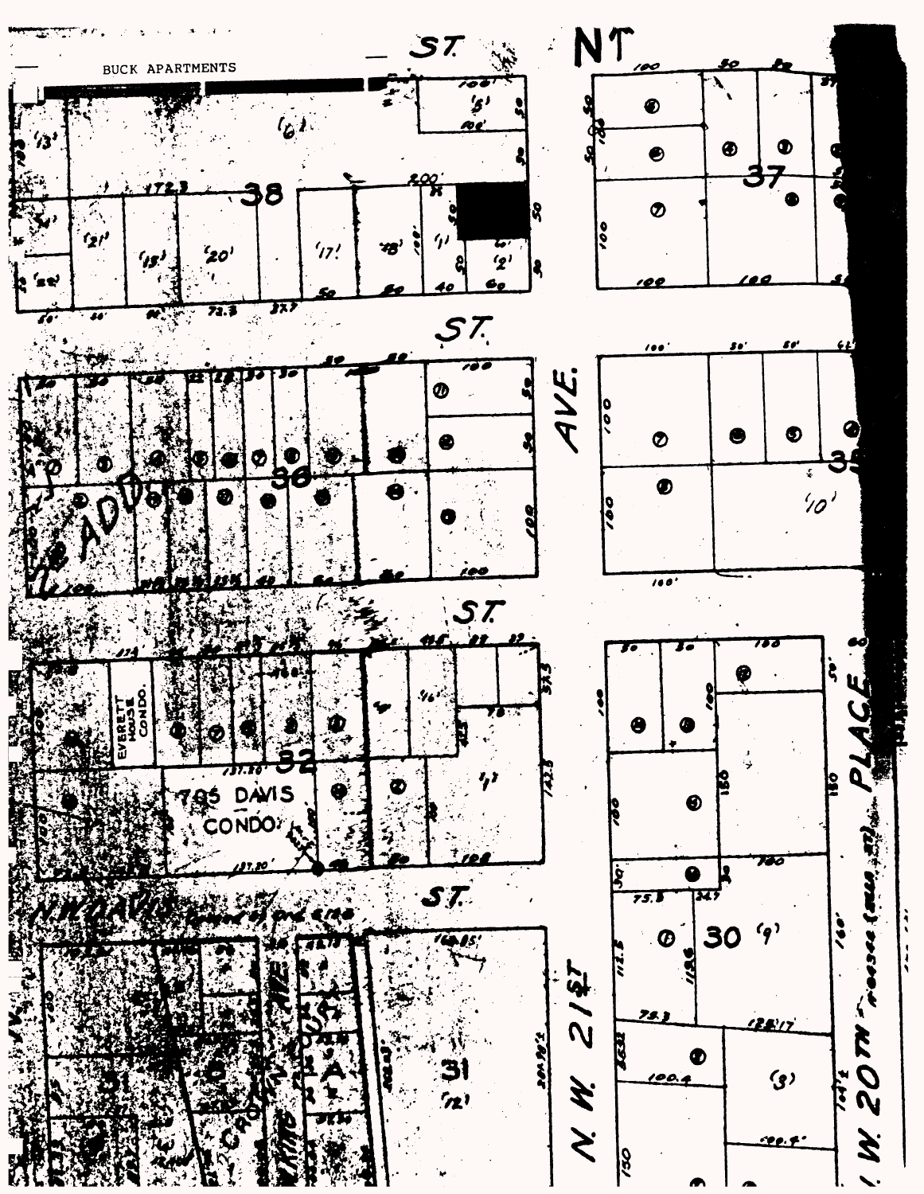BUCK APARTMENTS

ST.

NT

38

37

ST.

AVE.

36

35

ST.

EVERETT HOUSE CONDO.

32

795 DAVIS CONDO.

ST.

N.W. DAVIS

31

30

N.W. 21ST

N.W. 20TH PLACE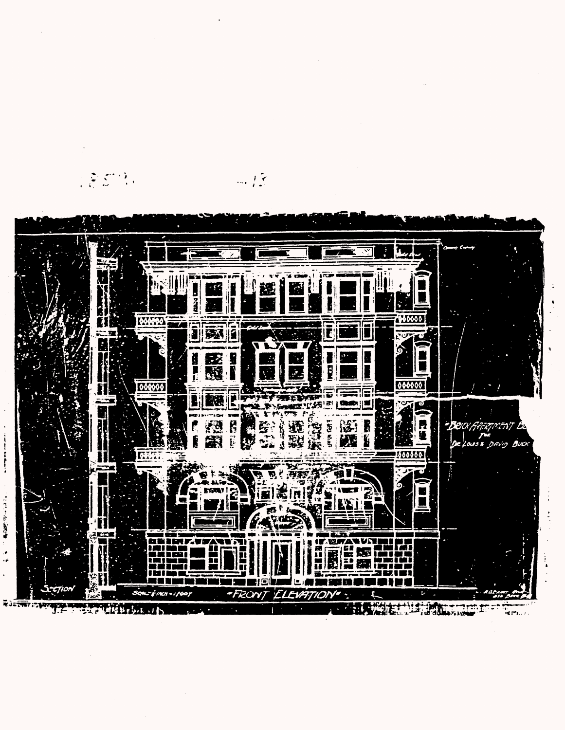"BRICK APARTMENT B...

FOR

DR. LOUIS E. DAVID BUCK"

SECTION

SCALE ¼ INCH = 1 FOOT

"FRONT ELEVATION"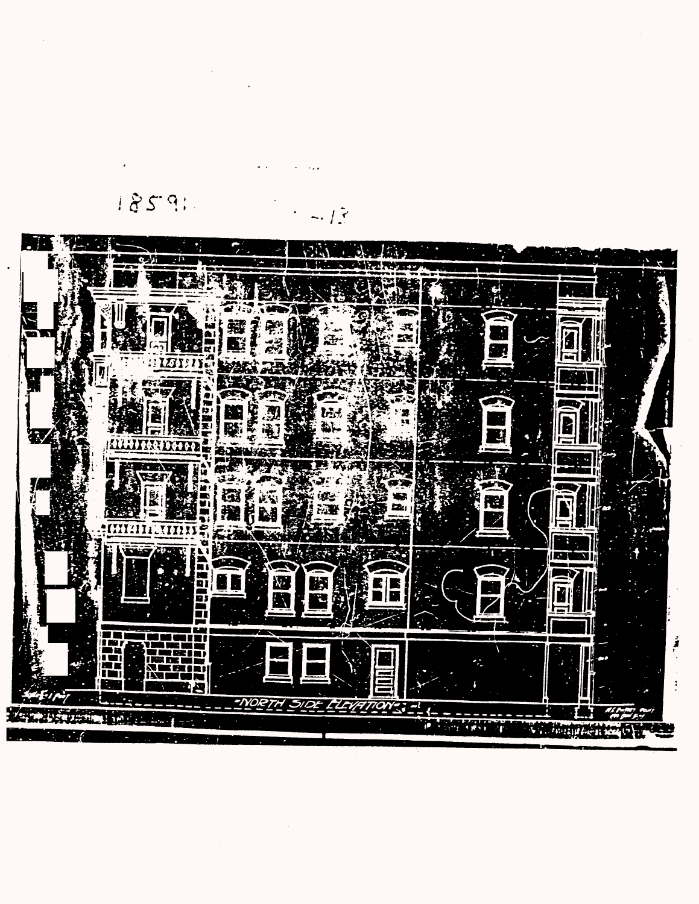18591 -13

-NORTH SIDE ELEVATION-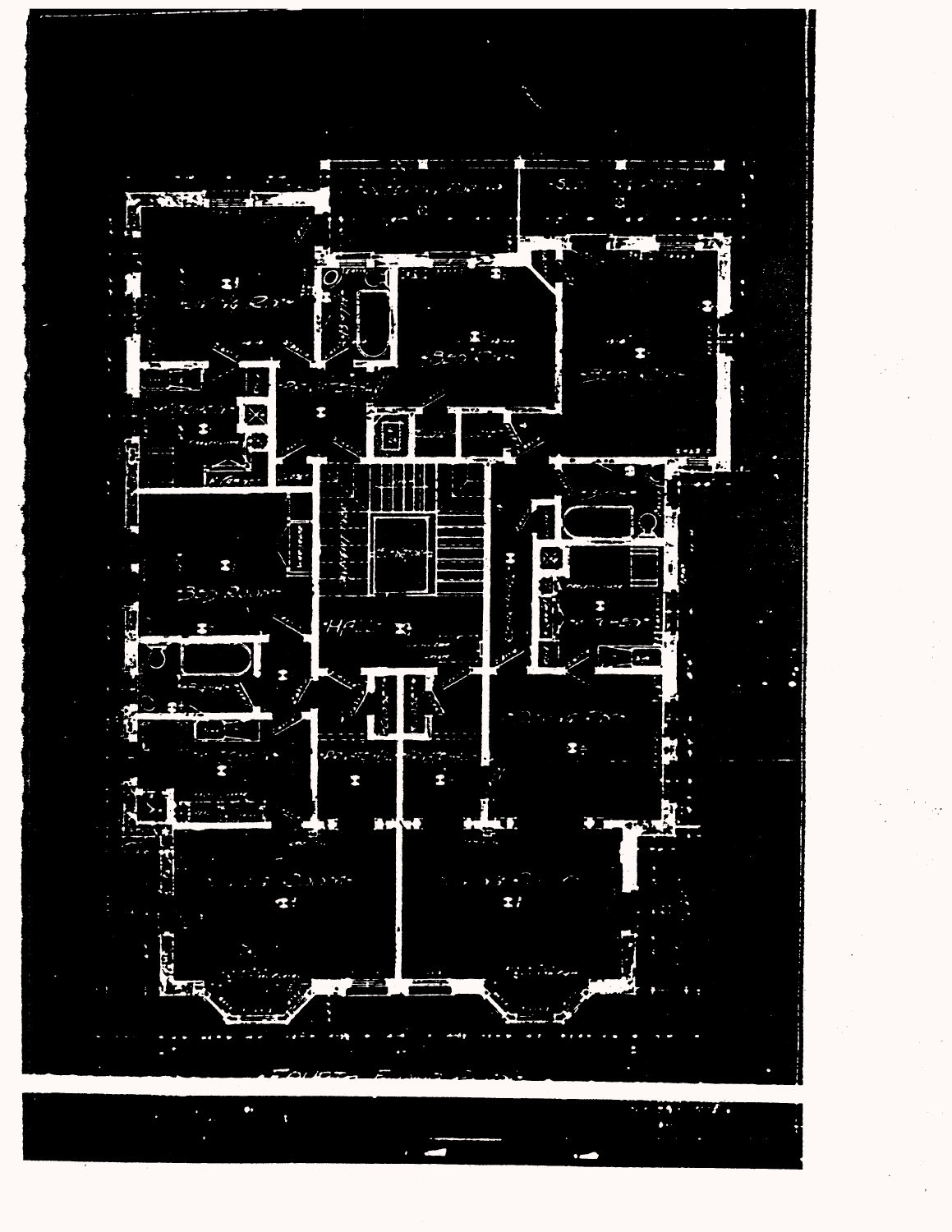FOURTH FLOOR PLAN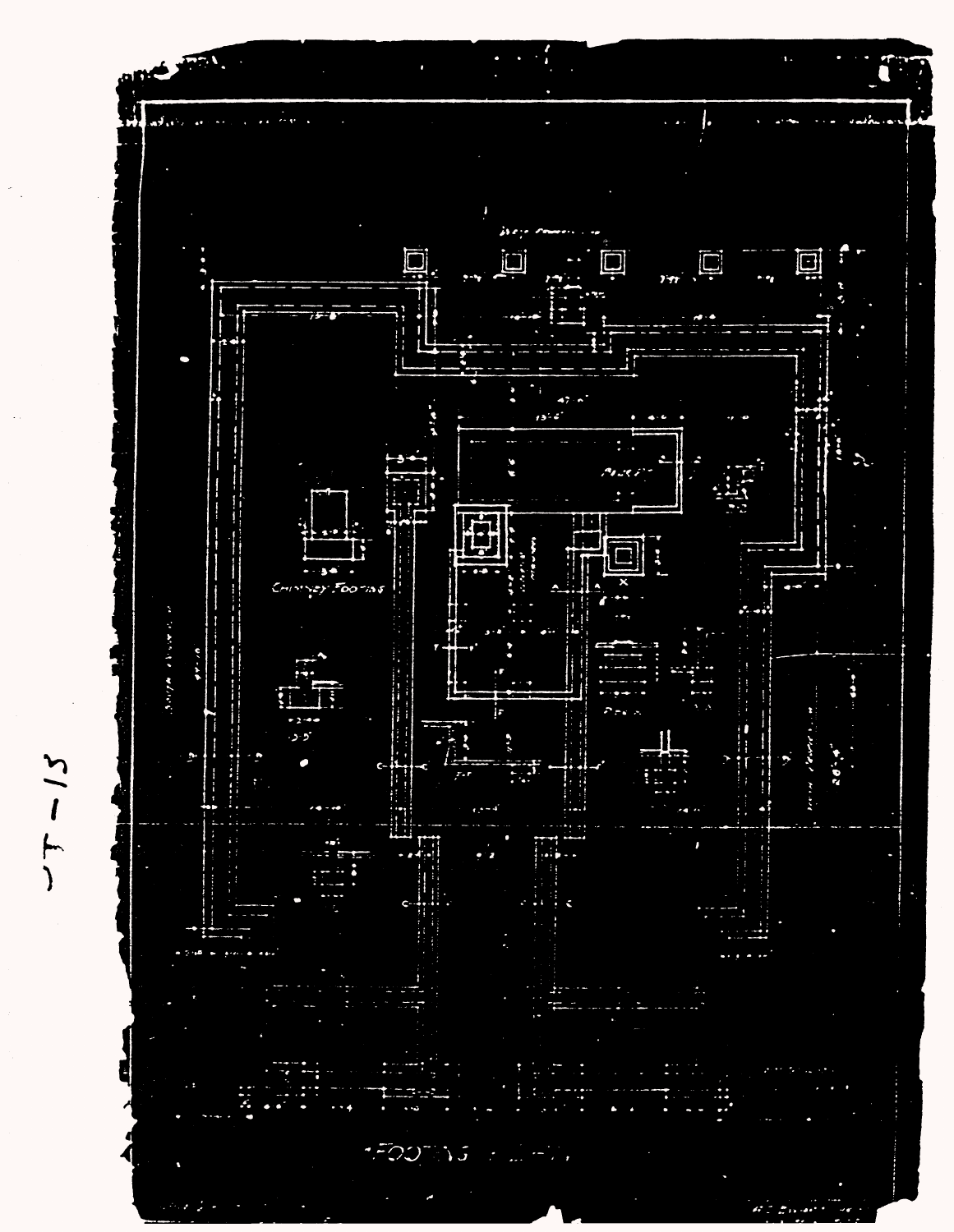T-13

Chimney Footing

FOOTING PLAN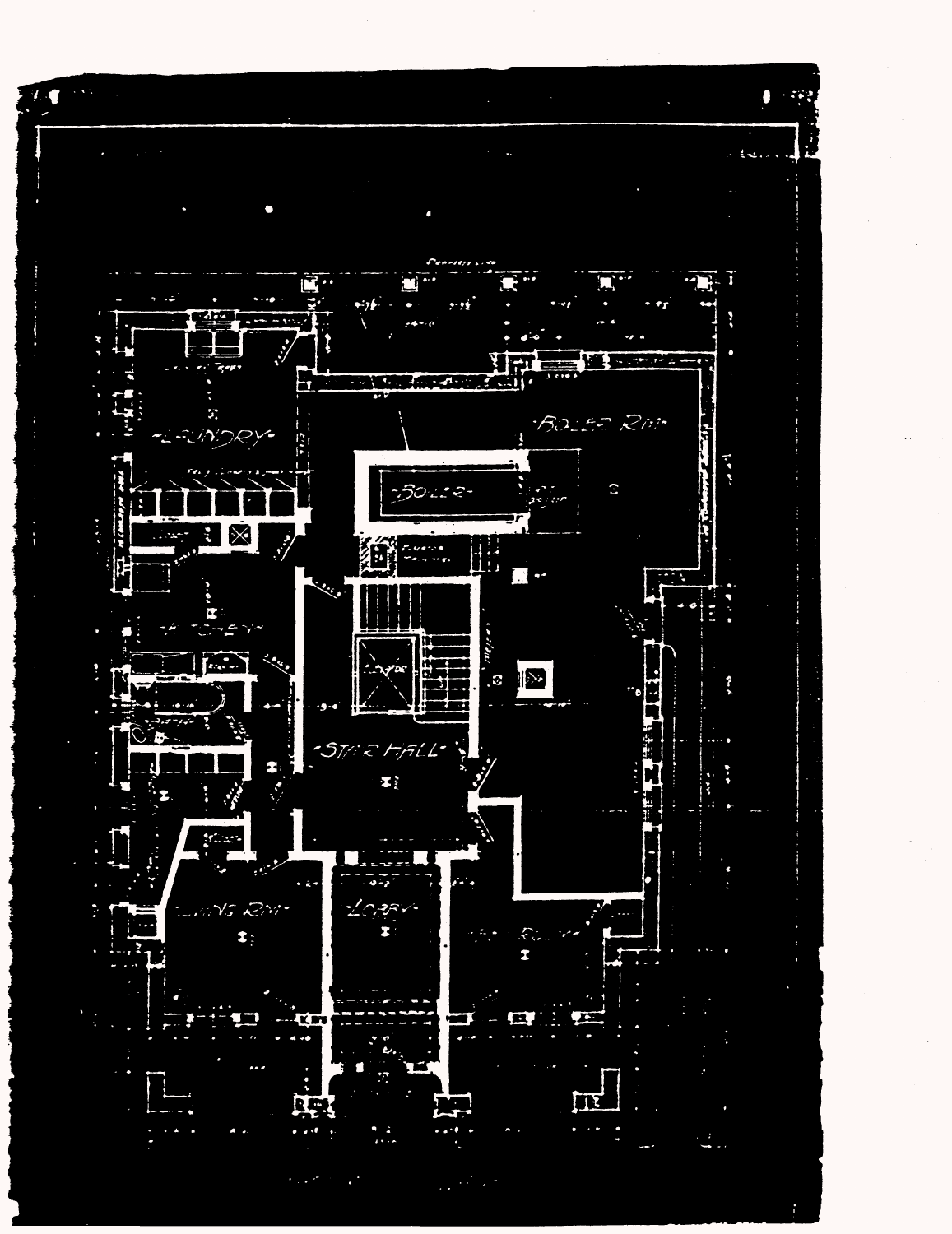LAUNDRY

BOILER RM

BOILER

KITCHEN

STAIR HALL

LIVING RM

LOBBY

ROOM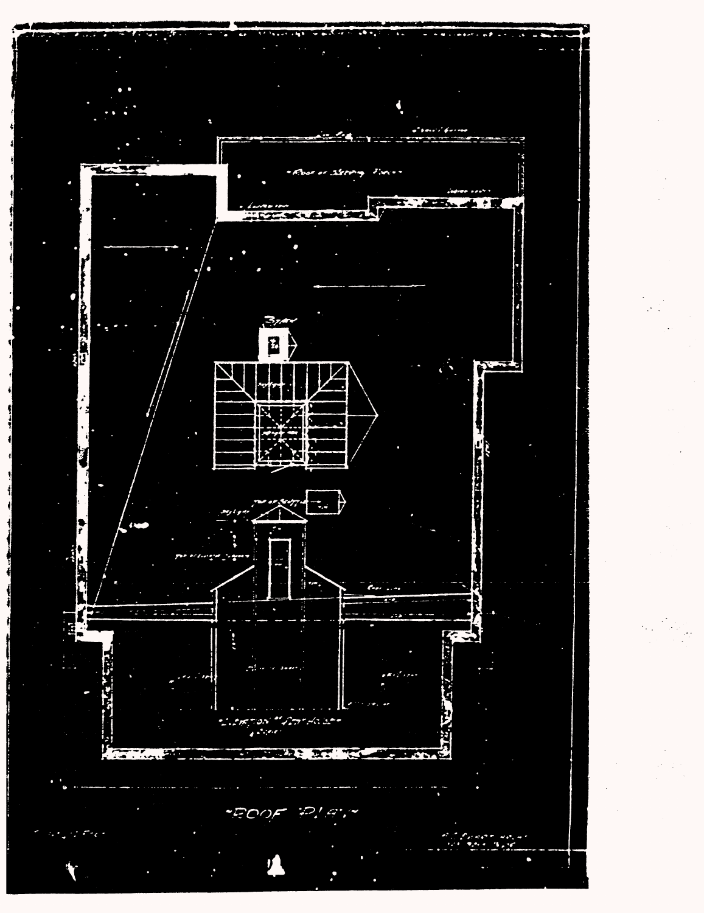ROOF PLAN